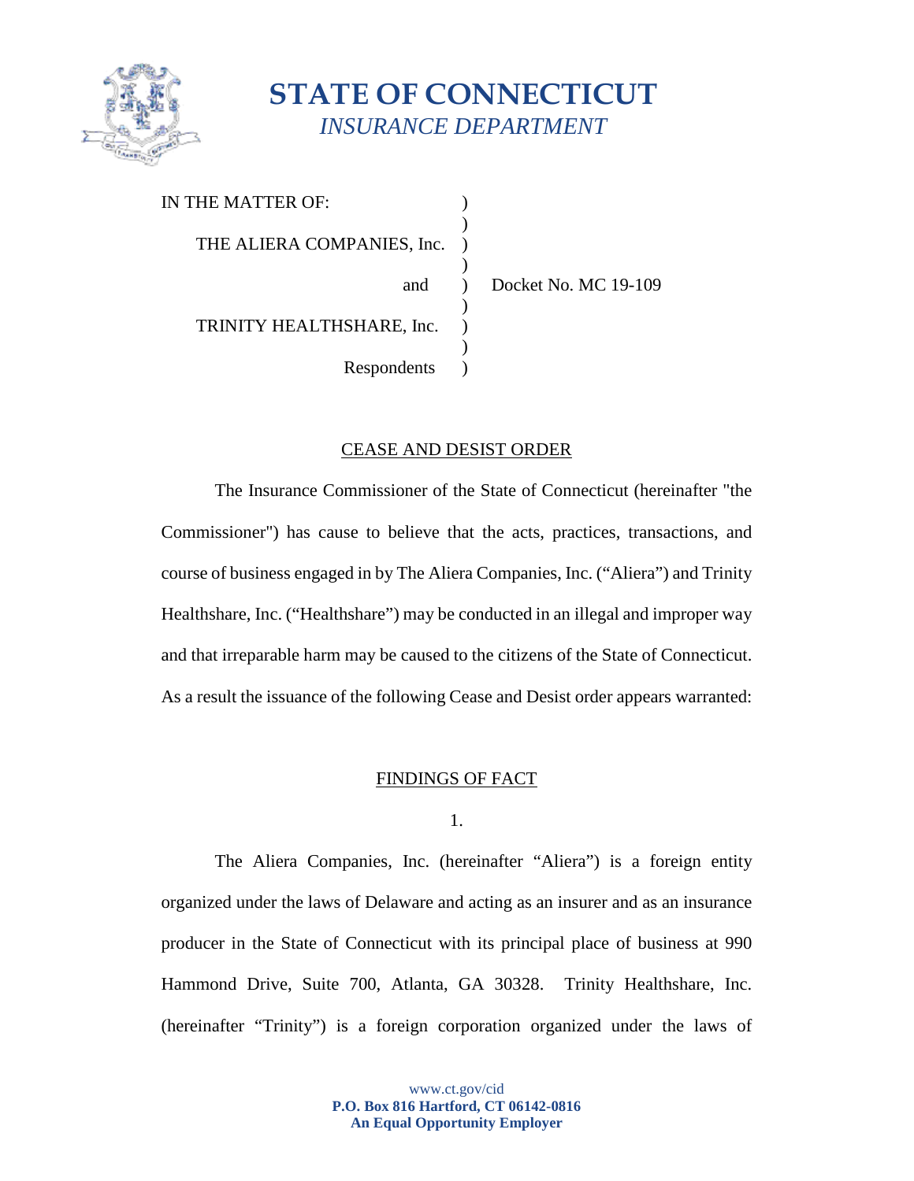# STATE OF CONNECTICUT

## *INSURANCE DEPARTMENT*

IN THE MATTER OF:

THE ALIERA COMPANIES, Inc.

and

TRINITY HEALTHSHARE, Inc.

Respondents

Docket No. MC 19-109

## CEASE AND DESIST ORDER

The Insurance Commissioner of the State of Connecticut (hereinafter "the Commissioner") has cause to believe that the acts, practices, transactions, and course of business engaged in by The Aliera Companies, Inc. ("Aliera") and Trinity Healthshare, Inc. ("Healthshare") may be conducted in an illegal and improper way and that irreparable harm may be caused to the citizens of the State of Connecticut. As a result the issuance of the following Cease and Desist order appears warranted:

## FINDINGS OF FACT

1.

The Aliera Companies, Inc. (hereinafter "Aliera") is a foreign entity organized under the laws of Delaware and acting as an insurer and as an insurance producer in the State of Connecticut with its principal place of business at 990 Hammond Drive, Suite 700, Atlanta, GA 30328. Trinity Healthshare, Inc. (hereinafter "Trinity") is a foreign corporation organized under the laws of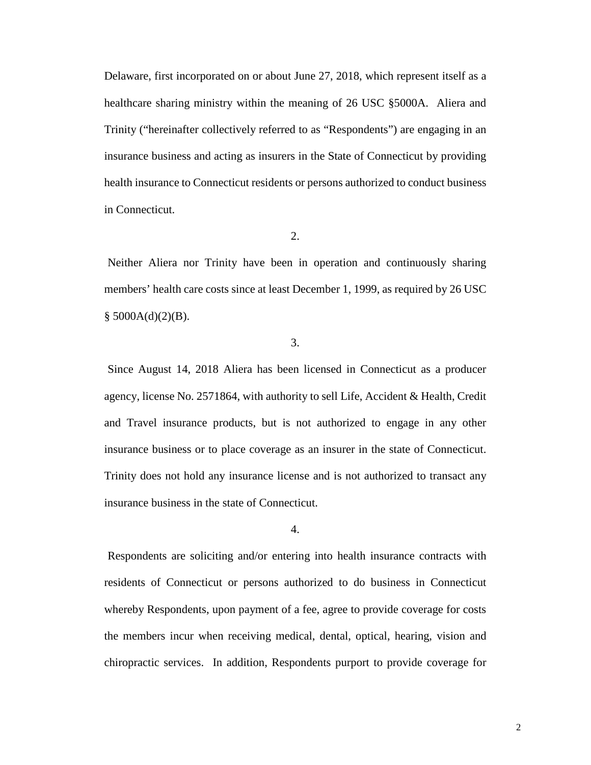Delaware, first incorporated on or about June 27, 2018, which represent itself as a healthcare sharing ministry within the meaning of 26 USC §5000A. Aliera and Trinity ("hereinafter collectively referred to as "Respondents") are engaging in an insurance business and acting as insurers in the State of Connecticut by providing health insurance to Connecticut residents or persons authorized to conduct business in Connecticut.

2.

Neither Aliera nor Trinity have been in operation and continuously sharing members' health care costs since at least December 1, 1999, as required by 26 USC § 5000A(d)(2)(B).

3.

Since August 14, 2018 Aliera has been licensed in Connecticut as a producer agency, license No. 2571864, with authority to sell Life, Accident & Health, Credit and Travel insurance products, but is not authorized to engage in any other insurance business or to place coverage as an insurer in the state of Connecticut. Trinity does not hold any insurance license and is not authorized to transact any insurance business in the state of Connecticut.

4.

Respondents are soliciting and/or entering into health insurance contracts with residents of Connecticut or persons authorized to do business in Connecticut whereby Respondents, upon payment of a fee, agree to provide coverage for costs the members incur when receiving medical, dental, optical, hearing, vision and chiropractic services. In addition, Respondents purport to provide coverage for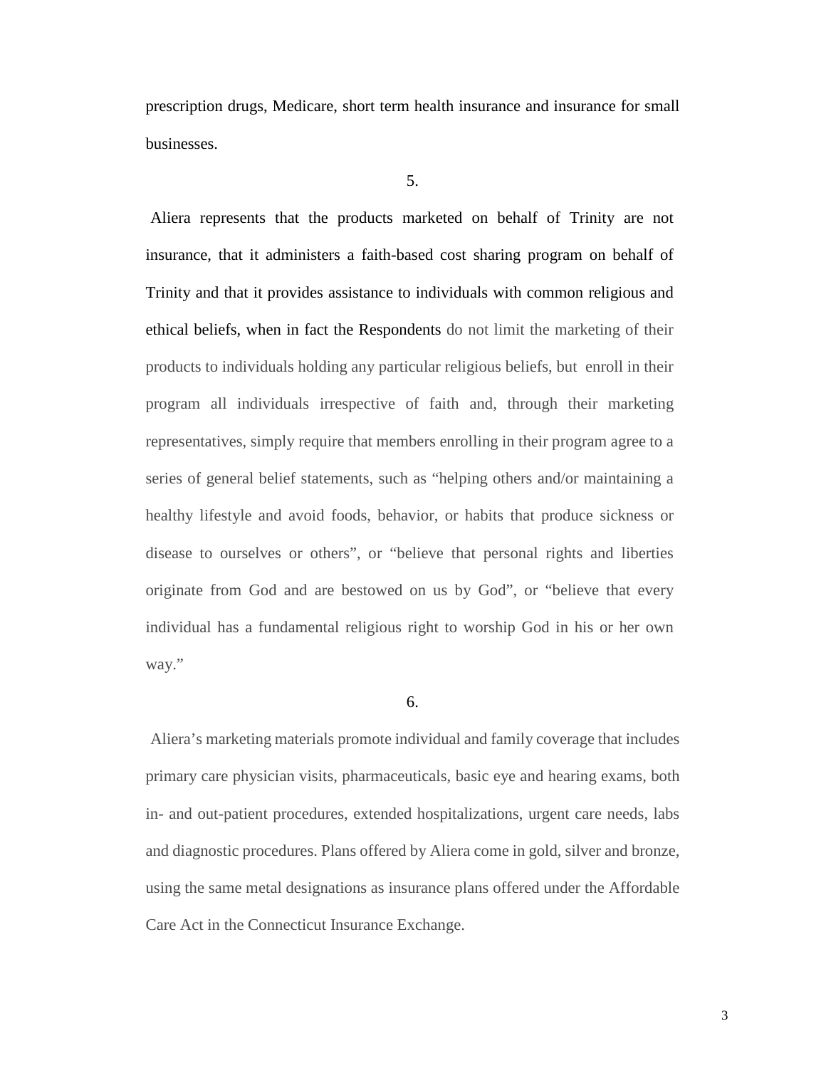prescription drugs, Medicare, short term health insurance and insurance for small businesses.

5.

Aliera represents that the products marketed on behalf of Trinity are not insurance, that it administers a faith-based cost sharing program on behalf of Trinity and that it provides assistance to individuals with common religious and ethical beliefs, when in fact the Respondents do not limit the marketing of their products to individuals holding any particular religious beliefs, but enroll in their program all individuals irrespective of faith and, through their marketing representatives, simply require that members enrolling in their program agree to a series of general belief statements, such as "helping others and/or maintaining a healthy lifestyle and avoid foods, behavior, or habits that produce sickness or disease to ourselves or others", or "believe that personal rights and liberties originate from God and are bestowed on us by God", or "believe that every individual has a fundamental religious right to worship God in his or her own way."

6.

Aliera's marketing materials promote individual and family coverage that includes primary care physician visits, pharmaceuticals, basic eye and hearing exams, both in- and out-patient procedures, extended hospitalizations, urgent care needs, labs and diagnostic procedures. Plans offered by Aliera come in gold, silver and bronze, using the same metal designations as insurance plans offered under the Affordable Care Act in the Connecticut Insurance Exchange.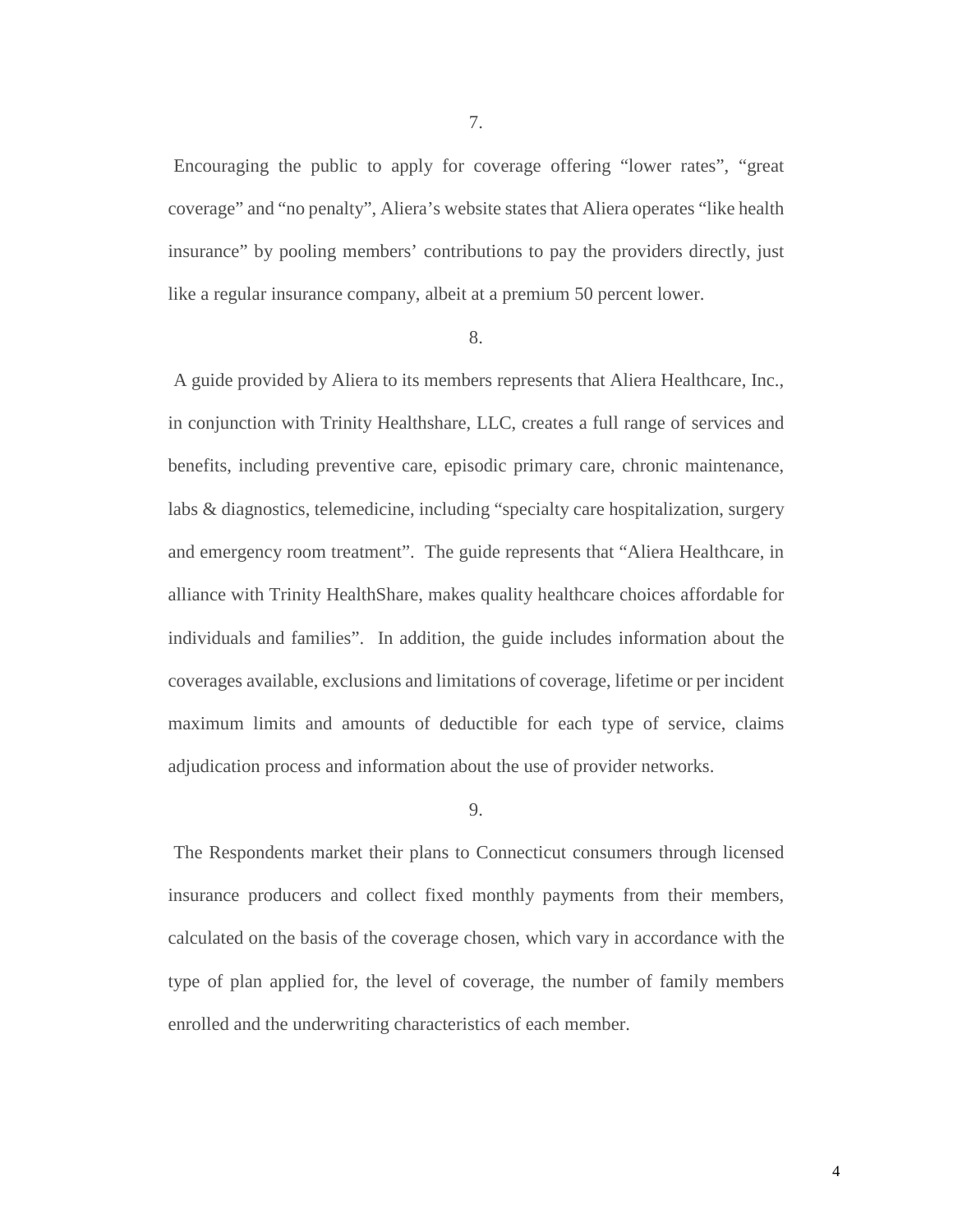7.

Encouraging the public to apply for coverage offering "lower rates", "great coverage" and "no penalty", Aliera's website states that Aliera operates "like health insurance" by pooling members' contributions to pay the providers directly, just like a regular insurance company, albeit at a premium 50 percent lower.

8.

A guide provided by Aliera to its members represents that Aliera Healthcare, Inc., in conjunction with Trinity Healthshare, LLC, creates a full range of services and benefits, including preventive care, episodic primary care, chronic maintenance, labs & diagnostics, telemedicine, including "specialty care hospitalization, surgery and emergency room treatment". The guide represents that "Aliera Healthcare, in alliance with Trinity HealthShare, makes quality healthcare choices affordable for individuals and families". In addition, the guide includes information about the coverages available, exclusions and limitations of coverage, lifetime or per incident maximum limits and amounts of deductible for each type of service, claims adjudication process and information about the use of provider networks.

9.

The Respondents market their plans to Connecticut consumers through licensed insurance producers and collect fixed monthly payments from their members, calculated on the basis of the coverage chosen, which vary in accordance with the type of plan applied for, the level of coverage, the number of family members enrolled and the underwriting characteristics of each member.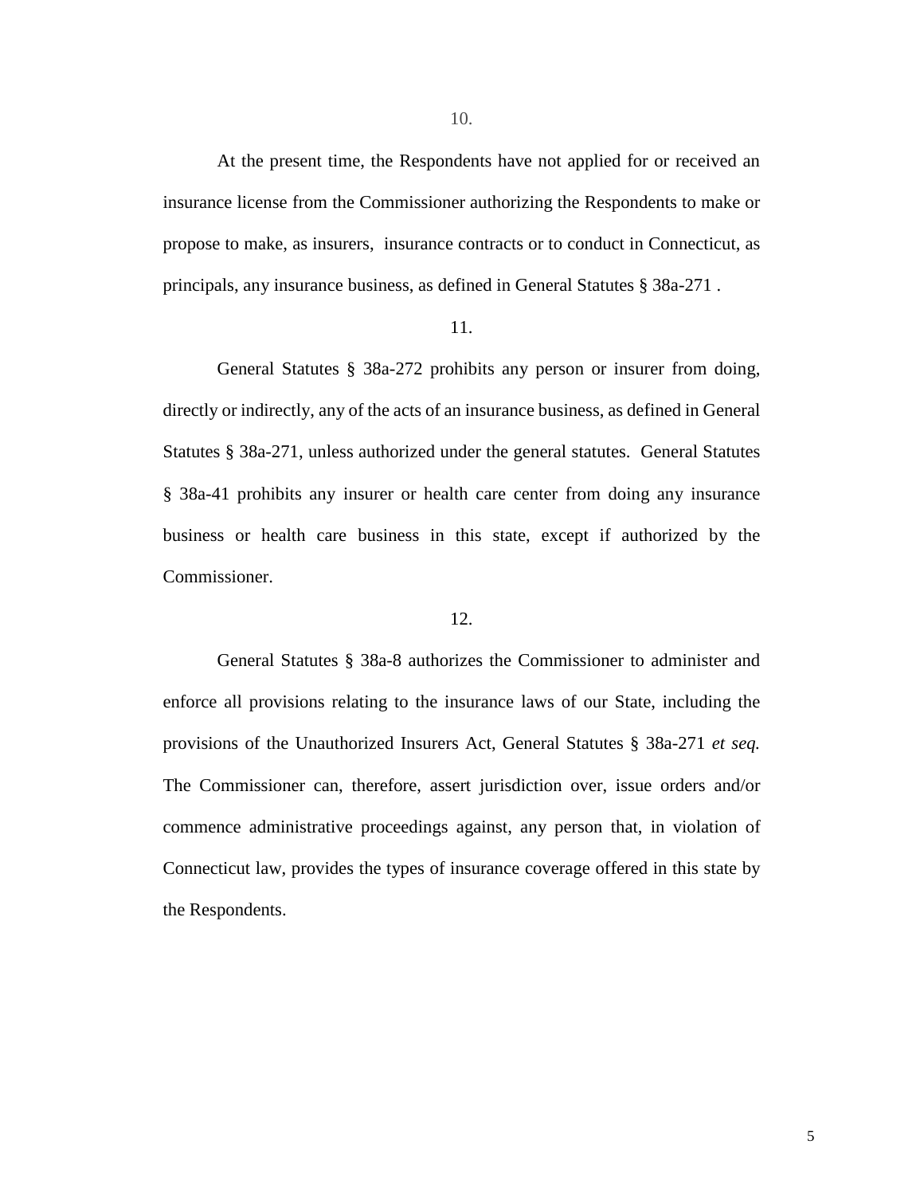10.

At the present time, the Respondents have not applied for or received an insurance license from the Commissioner authorizing the Respondents to make or propose to make, as insurers, insurance contracts or to conduct in Connecticut, as principals, any insurance business, as defined in General Statutes § 38a-271 .

11.

General Statutes § 38a-272 prohibits any person or insurer from doing, directly or indirectly, any of the acts of an insurance business, as defined in General Statutes § 38a-271, unless authorized under the general statutes. General Statutes § 38a-41 prohibits any insurer or health care center from doing any insurance business or health care business in this state, except if authorized by the Commissioner.

12.

General Statutes § 38a-8 authorizes the Commissioner to administer and enforce all provisions relating to the insurance laws of our State, including the provisions of the Unauthorized Insurers Act, General Statutes § 38a-271 *et seq.* The Commissioner can, therefore, assert jurisdiction over, issue orders and/or commence administrative proceedings against, any person that, in violation of Connecticut law, provides the types of insurance coverage offered in this state by the Respondents.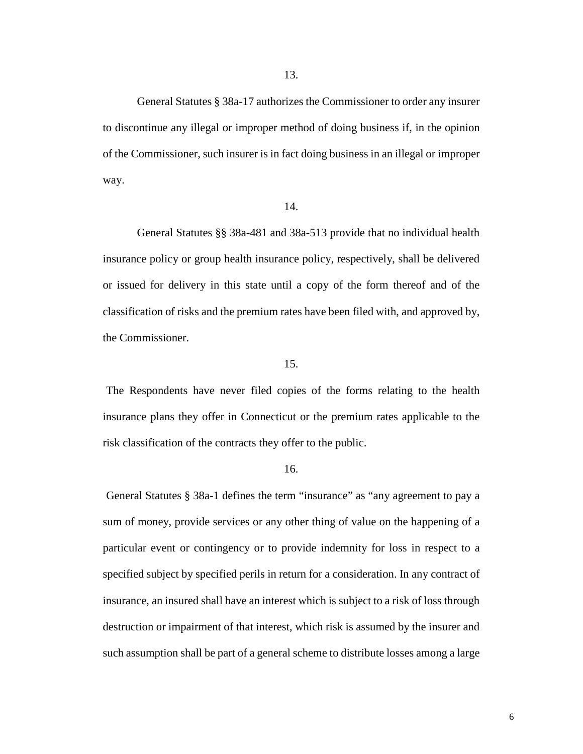13.

General Statutes § 38a-17 authorizes the Commissioner to order any insurer to discontinue any illegal or improper method of doing business if, in the opinion of the Commissioner, such insurer is in fact doing business in an illegal or improper way.

14.

General Statutes §§ 38a-481 and 38a-513 provide that no individual health insurance policy or group health insurance policy, respectively, shall be delivered or issued for delivery in this state until a copy of the form thereof and of the classification of risks and the premium rates have been filed with, and approved by, the Commissioner.

15.

The Respondents have never filed copies of the forms relating to the health insurance plans they offer in Connecticut or the premium rates applicable to the risk classification of the contracts they offer to the public.

16.

General Statutes § 38a-1 defines the term "insurance" as "any agreement to pay a sum of money, provide services or any other thing of value on the happening of a particular event or contingency or to provide indemnity for loss in respect to a specified subject by specified perils in return for a consideration. In any contract of insurance, an insured shall have an interest which is subject to a risk of loss through destruction or impairment of that interest, which risk is assumed by the insurer and such assumption shall be part of a general scheme to distribute losses among a large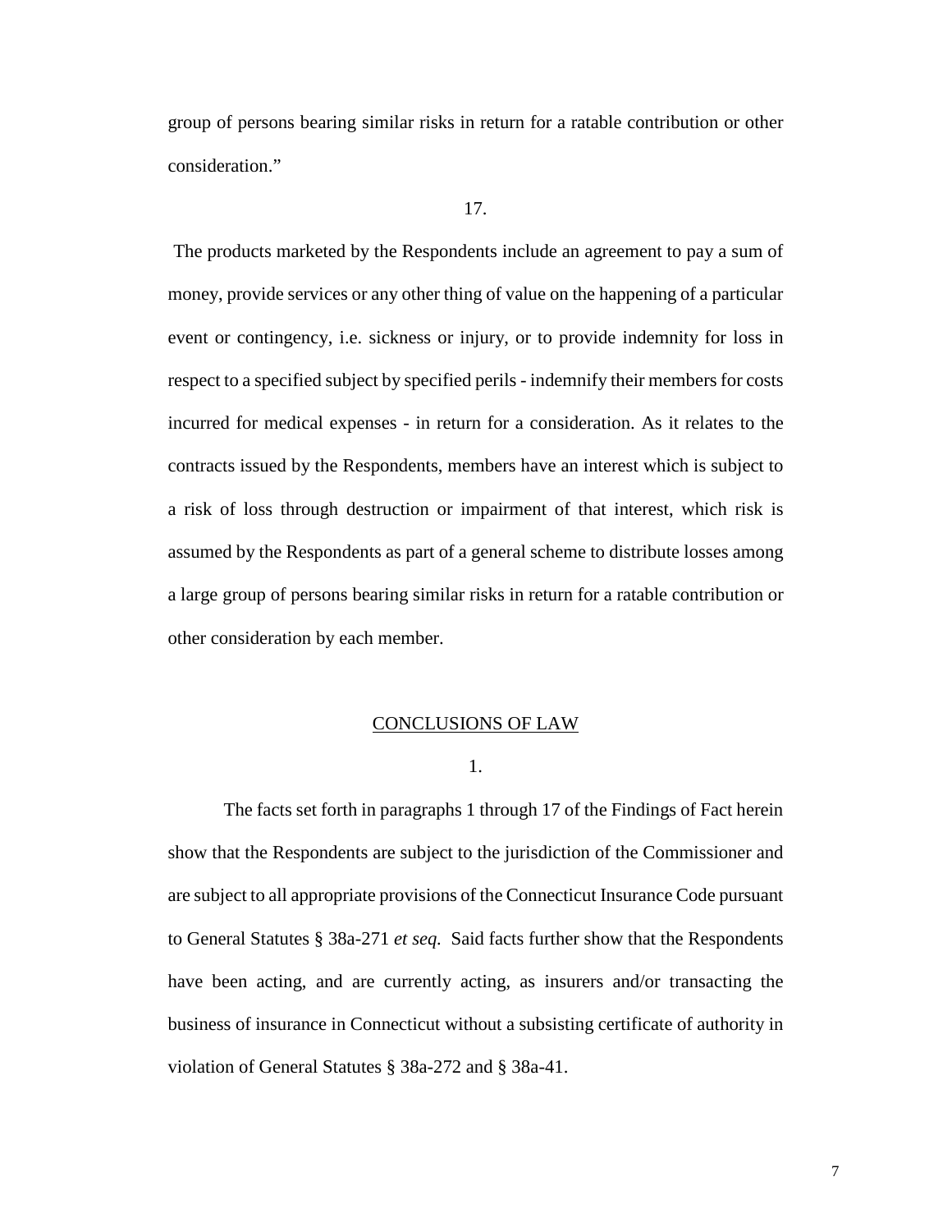group of persons bearing similar risks in return for a ratable contribution or other consideration."

17.

The products marketed by the Respondents include an agreement to pay a sum of money, provide services or any other thing of value on the happening of a particular event or contingency, i.e. sickness or injury, or to provide indemnity for loss in respect to a specified subject by specified perils - indemnify their members for costs incurred for medical expenses - in return for a consideration. As it relates to the contracts issued by the Respondents, members have an interest which is subject to a risk of loss through destruction or impairment of that interest, which risk is assumed by the Respondents as part of a general scheme to distribute losses among a large group of persons bearing similar risks in return for a ratable contribution or other consideration by each member.

CONCLUSIONS OF LAW

1.

The facts set forth in paragraphs 1 through 17 of the Findings of Fact herein show that the Respondents are subject to the jurisdiction of the Commissioner and are subject to all appropriate provisions of the Connecticut Insurance Code pursuant to General Statutes § 38a-271 *et seq.* Said facts further show that the Respondents have been acting, and are currently acting, as insurers and/or transacting the business of insurance in Connecticut without a subsisting certificate of authority in violation of General Statutes § 38a-272 and § 38a-41.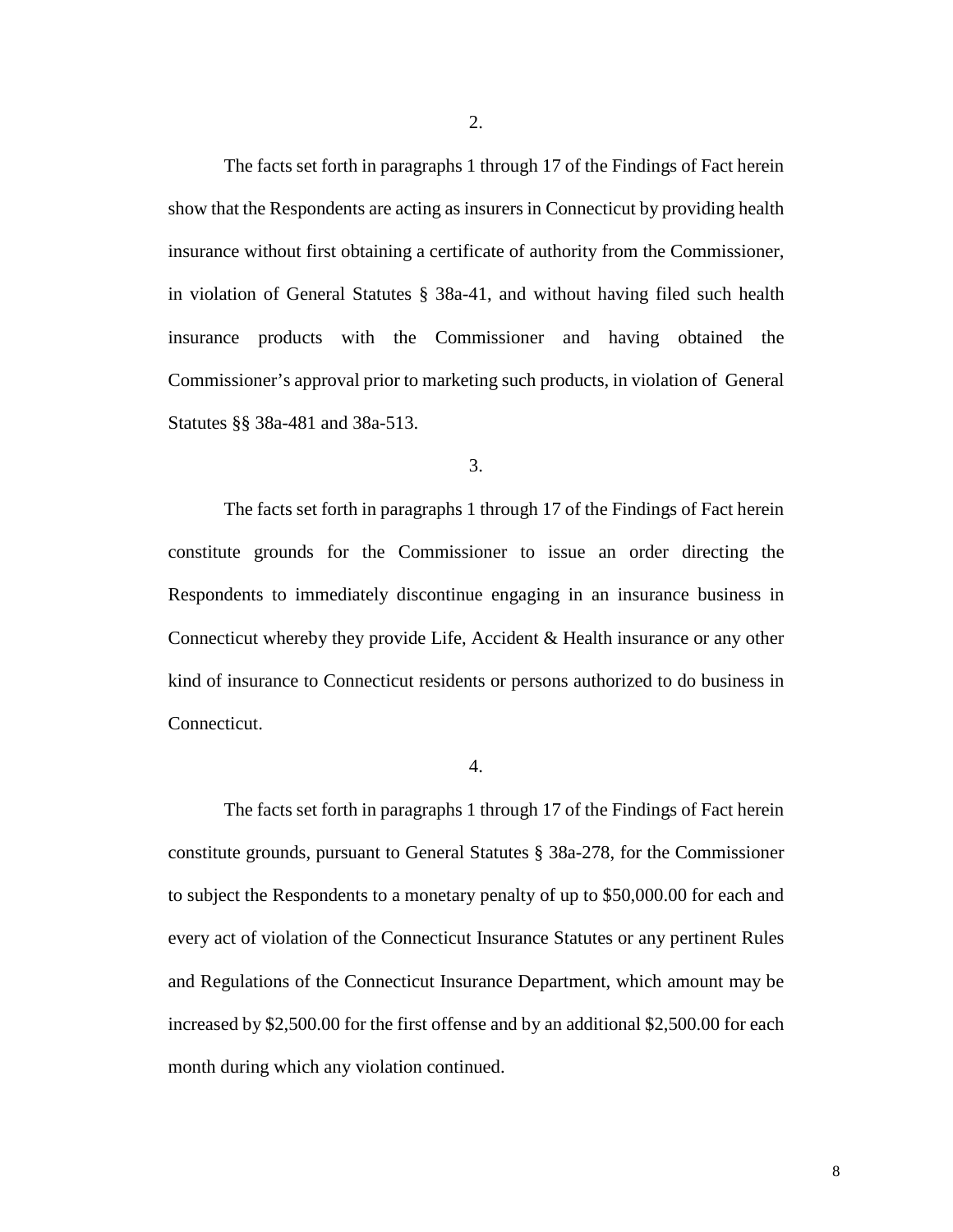2.

The facts set forth in paragraphs 1 through 17 of the Findings of Fact herein show that the Respondents are acting as insurers in Connecticut by providing health insurance without first obtaining a certificate of authority from the Commissioner, in violation of General Statutes § 38a-41, and without having filed such health insurance products with the Commissioner and having obtained the Commissioner's approval prior to marketing such products, in violation of General Statutes §§ 38a-481 and 38a-513.

3.

The facts set forth in paragraphs 1 through 17 of the Findings of Fact herein constitute grounds for the Commissioner to issue an order directing the Respondents to immediately discontinue engaging in an insurance business in Connecticut whereby they provide Life, Accident & Health insurance or any other kind of insurance to Connecticut residents or persons authorized to do business in Connecticut.

4.

The facts set forth in paragraphs 1 through 17 of the Findings of Fact herein constitute grounds, pursuant to General Statutes § 38a-278, for the Commissioner to subject the Respondents to a monetary penalty of up to $50,000.00 for each and every act of violation of the Connecticut Insurance Statutes or any pertinent Rules and Regulations of the Connecticut Insurance Department, which amount may be increased by $2,500.00 for the first offense and by an additional $2,500.00 for each month during which any violation continued.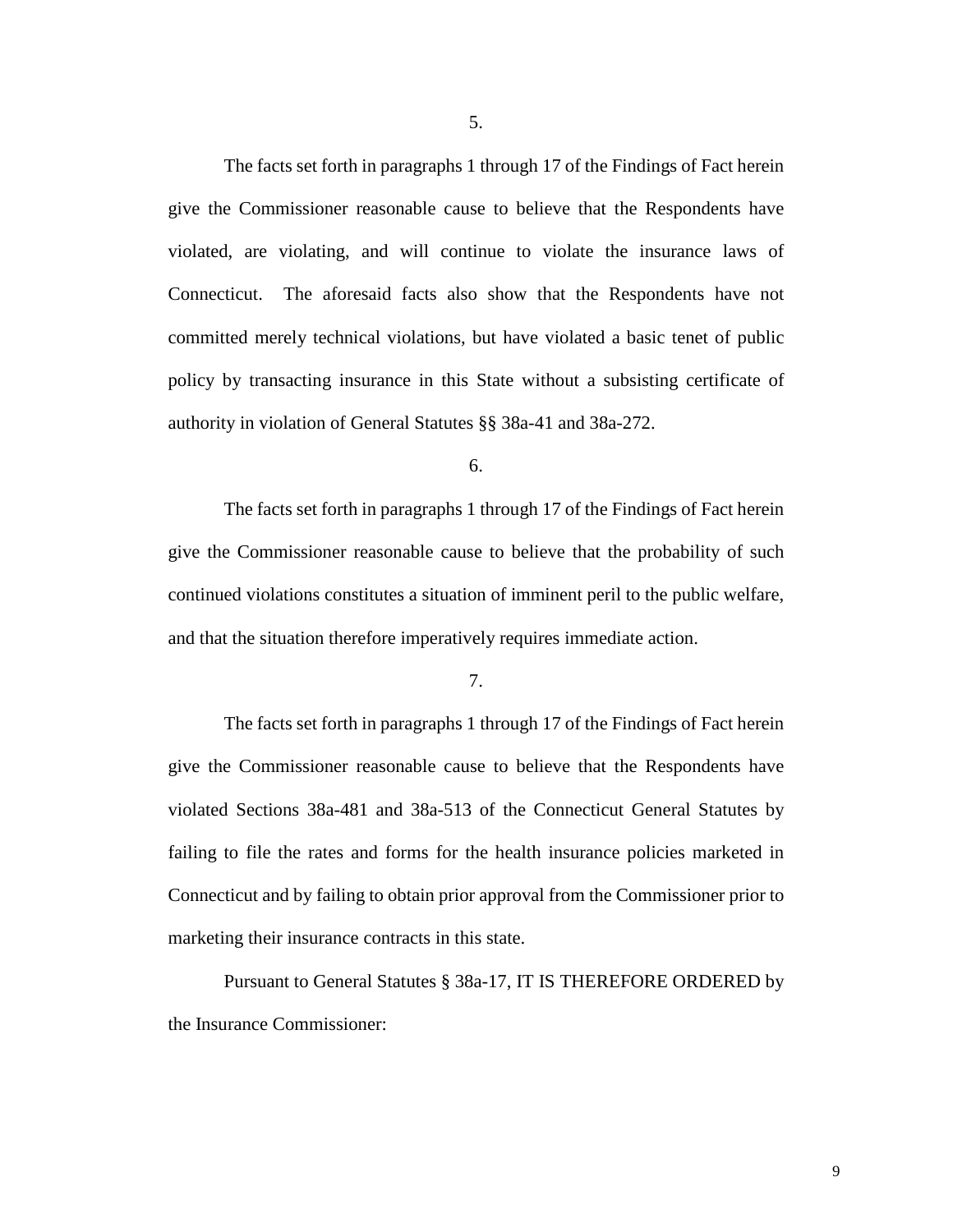5.

The facts set forth in paragraphs 1 through 17 of the Findings of Fact herein give the Commissioner reasonable cause to believe that the Respondents have violated, are violating, and will continue to violate the insurance laws of Connecticut. The aforesaid facts also show that the Respondents have not committed merely technical violations, but have violated a basic tenet of public policy by transacting insurance in this State without a subsisting certificate of authority in violation of General Statutes §§ 38a-41 and 38a-272.

6.

The facts set forth in paragraphs 1 through 17 of the Findings of Fact herein give the Commissioner reasonable cause to believe that the probability of such continued violations constitutes a situation of imminent peril to the public welfare, and that the situation therefore imperatively requires immediate action.

7.

The facts set forth in paragraphs 1 through 17 of the Findings of Fact herein give the Commissioner reasonable cause to believe that the Respondents have violated Sections 38a-481 and 38a-513 of the Connecticut General Statutes by failing to file the rates and forms for the health insurance policies marketed in Connecticut and by failing to obtain prior approval from the Commissioner prior to marketing their insurance contracts in this state.

Pursuant to General Statutes § 38a-17, IT IS THEREFORE ORDERED by the Insurance Commissioner: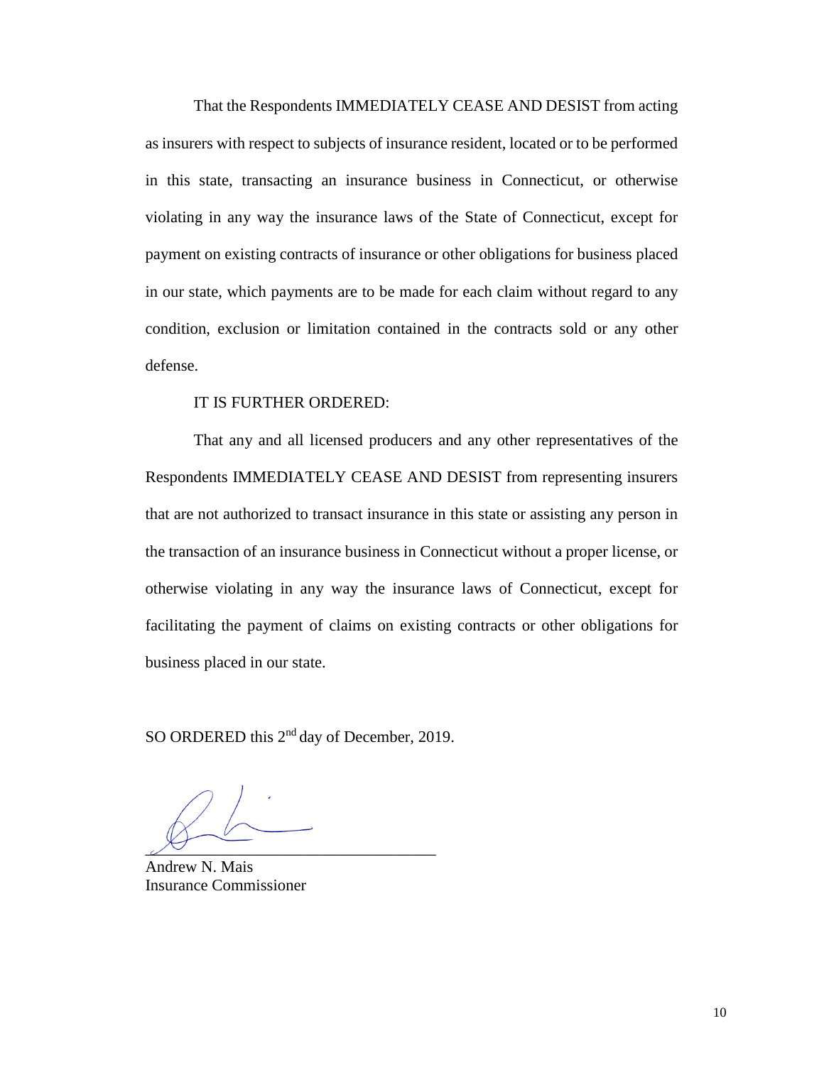That the Respondents IMMEDIATELY CEASE AND DESIST from acting as insurers with respect to subjects of insurance resident, located or to be performed in this state, transacting an insurance business in Connecticut, or otherwise violating in any way the insurance laws of the State of Connecticut, except for payment on existing contracts of insurance or other obligations for business placed in our state, which payments are to be made for each claim without regard to any condition, exclusion or limitation contained in the contracts sold or any other defense.

IT IS FURTHER ORDERED:

That any and all licensed producers and any other representatives of the Respondents IMMEDIATELY CEASE AND DESIST from representing insurers that are not authorized to transact insurance in this state or assisting any person in the transaction of an insurance business in Connecticut without a proper license, or otherwise violating in any way the insurance laws of Connecticut, except for facilitating the payment of claims on existing contracts or other obligations for business placed in our state.

SO ORDERED this 2nd day of December, 2019.

\_\_\_\_\_\_\_\_\_\_\_\_\_\_\_\_\_\_\_\_\_\_\_\_\_\_\_\_\_\_\_\_\_\_\_\_\_\_

Andrew N. Mais
Insurance Commissioner